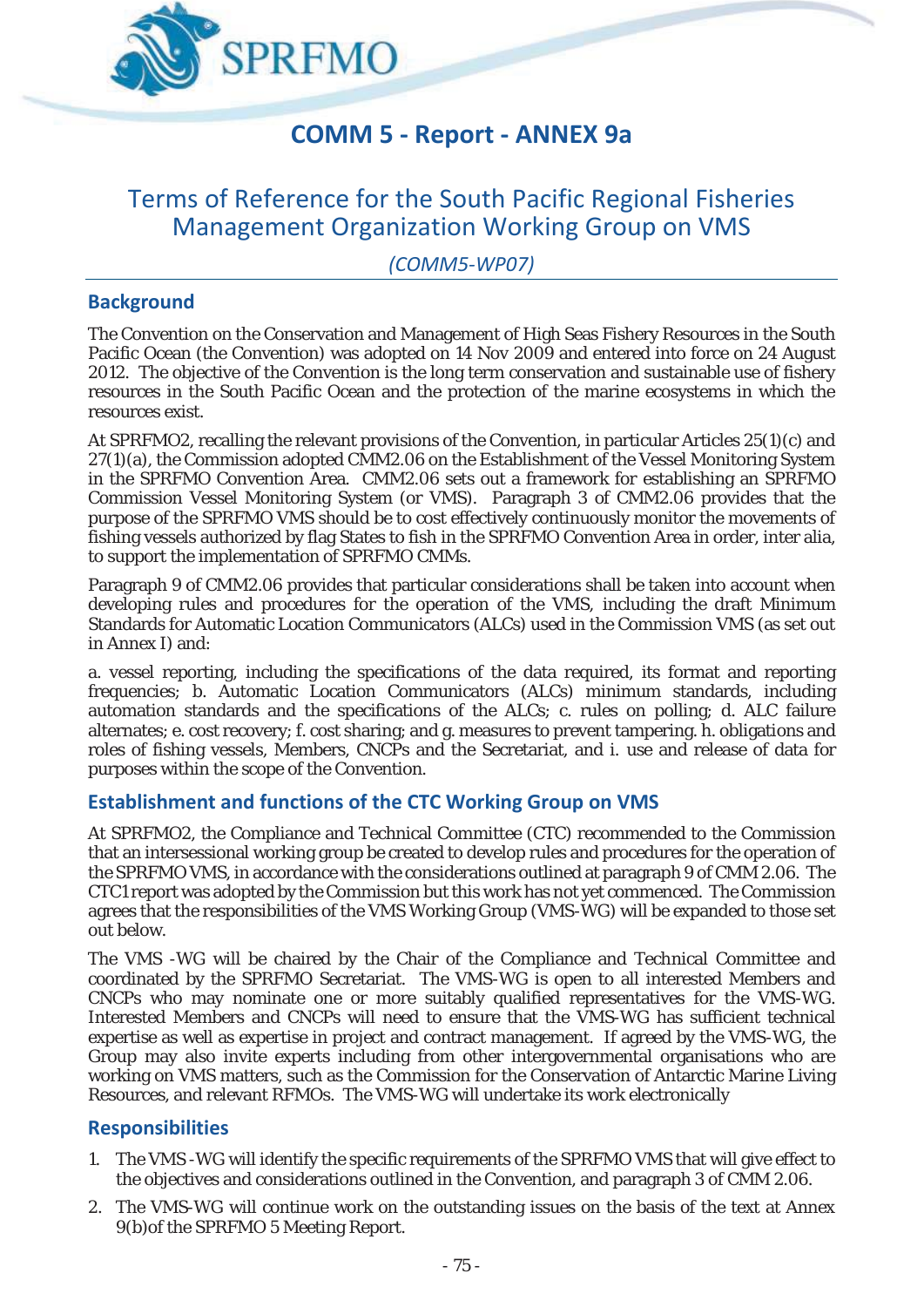# COMM 5 - Report - ANNEX 9a

## Terms of Reference for the South Pacific Regional Fisheries Management Organization Working Group on VMS

*(COMM5-WP07)*

### Background

The Convention on the Conservation and Management of High Seas Fishery Resources in the South Pacific Ocean (the Convention) was adopted on 14 Nov 2009 and entered into force on 24 August 2012. The objective of the Convention is the long term conservation and sustainable use of fishery resources in the South Pacific Ocean and the protection of the marine ecosystems in which the resources exist.

At SPRFMO2, recalling the relevant provisions of the Convention, in particular Articles 25(1)(c) and 27(1)(a), the Commission adopted CMM2.06 on the Establishment of the Vessel Monitoring System in the SPRFMO Convention Area. CMM2.06 sets out a framework for establishing an SPRFMO Commission Vessel Monitoring System (or VMS). Paragraph 3 of CMM2.06 provides that the purpose of the SPRFMO VMS should be to cost effectively continuously monitor the movements of fishing vessels authorized by flag States to fish in the SPRFMO Convention Area in order, inter alia, to support the implementation of SPRFMO CMMs.

Paragraph 9 of CMM2.06 provides that particular considerations shall be taken into account when developing rules and procedures for the operation of the VMS, including the draft Minimum Standards for Automatic Location Communicators (ALCs) used in the Commission VMS (as set out in Annex I) and:

a. vessel reporting, including the specifications of the data required, its format and reporting frequencies; b. Automatic Location Communicators (ALCs) minimum standards, including automation standards and the specifications of the ALCs; c. rules on polling; d. ALC failure alternates; e. cost recovery; f. cost sharing; and g. measures to prevent tampering. h. obligations and roles of fishing vessels, Members, CNCPs and the Secretariat, and i. use and release of data for purposes within the scope of the Convention.

### Establishment and functions of the CTC Working Group on VMS

At SPRFMO2, the Compliance and Technical Committee (CTC) recommended to the Commission that an intersessional working group be created to develop rules and procedures for the operation of the SPRFMO VMS, in accordance with the considerations outlined at paragraph 9 of CMM 2.06. The CTC1 report was adopted by the Commission but this work has not yet commenced. The Commission agrees that the responsibilities of the VMS Working Group (VMS-WG) will be expanded to those set out below.

The VMS -WG will be chaired by the Chair of the Compliance and Technical Committee and coordinated by the SPRFMO Secretariat. The VMS-WG is open to all interested Members and CNCPs who may nominate one or more suitably qualified representatives for the VMS-WG. Interested Members and CNCPs will need to ensure that the VMS-WG has sufficient technical expertise as well as expertise in project and contract management. If agreed by the VMS-WG, the Group may also invite experts including from other intergovernmental organisations who are working on VMS matters, such as the Commission for the Conservation of Antarctic Marine Living Resources, and relevant RFMOs. The VMS-WG will undertake its work electronically

### Responsibilities

1. The VMS -WG will identify the specific requirements of the SPRFMO VMS that will give effect to the objectives and considerations outlined in the Convention, and paragraph 3 of CMM 2.06.
2. The VMS-WG will continue work on the outstanding issues on the basis of the text at Annex 9(b)of the SPRFMO 5 Meeting Report.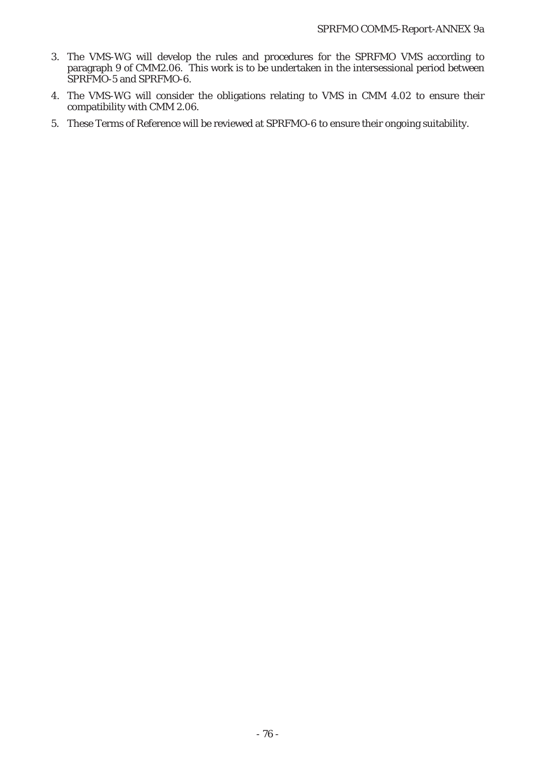3. The VMS-WG will develop the rules and procedures for the SPRFMO VMS according to paragraph 9 of CMM2.06. This work is to be undertaken in the intersessional period between SPRFMO-5 and SPRFMO-6.
4. The VMS-WG will consider the obligations relating to VMS in CMM 4.02 to ensure their compatibility with CMM 2.06.
5. These Terms of Reference will be reviewed at SPRFMO-6 to ensure their ongoing suitability.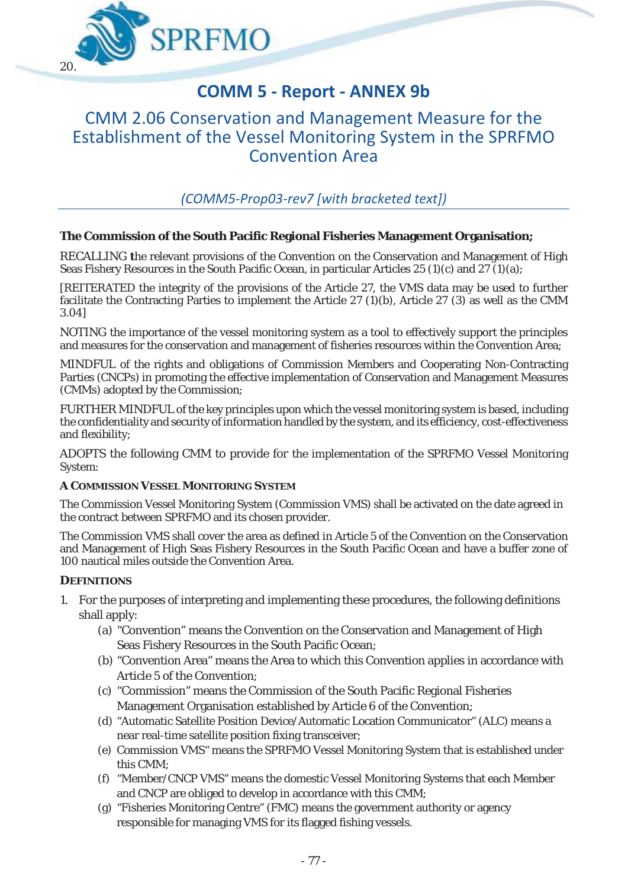20.

# COMM 5 - Report - ANNEX 9b

## CMM 2.06 Conservation and Management Measure for the Establishment of the Vessel Monitoring System in the SPRFMO Convention Area

*(COMM5-Prop03-rev7 [with bracketed text])*

**The Commission of the South Pacific Regional Fisheries Management Organisation;**

RECALLING the relevant provisions of the Convention on the Conservation and Management of High Seas Fishery Resources in the South Pacific Ocean, in particular Articles 25 (1)(c) and 27 (1)(a);

[REITERATED the integrity of the provisions of the Article 27, the VMS data may be used to further facilitate the Contracting Parties to implement the Article 27 (1)(b), Article 27 (3) as well as the CMM 3.04]

NOTING the importance of the vessel monitoring system as a tool to effectively support the principles and measures for the conservation and management of fisheries resources within the Convention Area;

MINDFUL of the rights and obligations of Commission Members and Cooperating Non-Contracting Parties (CNCPs) in promoting the effective implementation of Conservation and Management Measures (CMMs) adopted by the Commission;

FURTHER MINDFUL of the key principles upon which the vessel monitoring system is based, including the confidentiality and security of information handled by the system, and its efficiency, cost-effectiveness and flexibility;

ADOPTS the following CMM to provide for the implementation of the SPRFMO Vessel Monitoring System:

### A COMMISSION VESSEL MONITORING SYSTEM

The Commission Vessel Monitoring System (Commission VMS) shall be activated on the date agreed in the contract between SPRFMO and its chosen provider.

The Commission VMS shall cover the area as defined in Article 5 of the Convention on the Conservation and Management of High Seas Fishery Resources in the South Pacific Ocean and have a buffer zone of 100 nautical miles outside the Convention Area.

### DEFINITIONS

1. For the purposes of interpreting and implementing these procedures, the following definitions shall apply:
   (a) “Convention” means the Convention on the Conservation and Management of High Seas Fishery Resources in the South Pacific Ocean;
   (b) “Convention Area” means the Area to which this Convention applies in accordance with Article 5 of the Convention;
   (c) “Commission” means the Commission of the South Pacific Regional Fisheries Management Organisation established by Article 6 of the Convention;
   (d) “Automatic Satellite Position Device/Automatic Location Communicator” (ALC) means a near real-time satellite position fixing transceiver;
   (e) Commission VMS“ means the SPRFMO Vessel Monitoring System that is established under this CMM;
   (f) “Member/CNCP VMS” means the domestic Vessel Monitoring Systems that each Member and CNCP are obliged to develop in accordance with this CMM;
   (g) “Fisheries Monitoring Centre” (FMC) means the government authority or agency responsible for managing VMS for its flagged fishing vessels.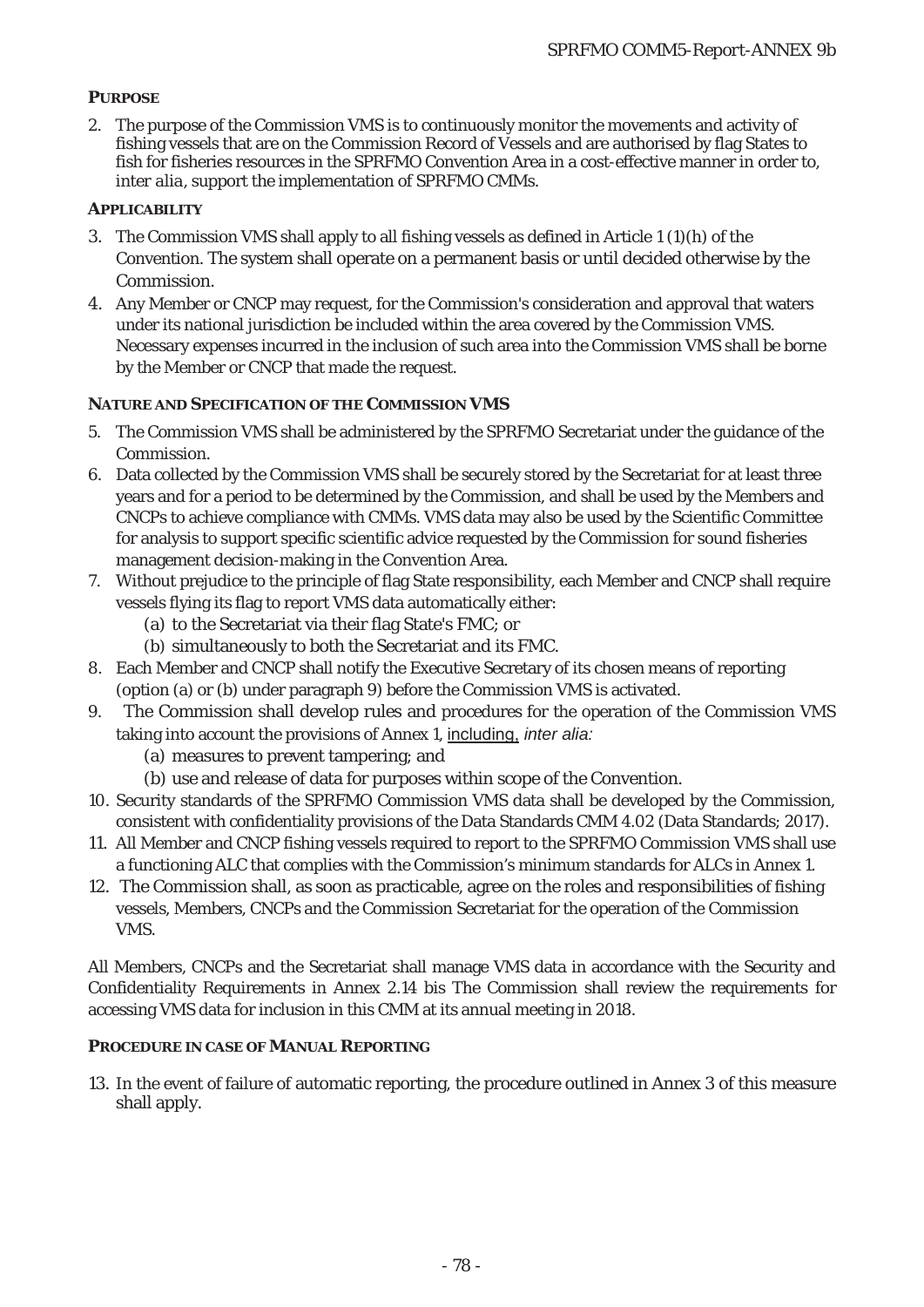**PURPOSE**

2. The purpose of the Commission VMS is to continuously monitor the movements and activity of fishing vessels that are on the Commission Record of Vessels and are authorised by flag States to fish for fisheries resources in the SPRFMO Convention Area in a cost-effective manner in order to, *inter alia*, support the implementation of SPRFMO CMMs.

**APPLICABILITY**

3. The Commission VMS shall apply to all fishing vessels as defined in Article 1 (1)(h) of the Convention. The system shall operate on a permanent basis or until decided otherwise by the Commission.
4. Any Member or CNCP may request, for the Commission's consideration and approval that waters under its national jurisdiction be included within the area covered by the Commission VMS. Necessary expenses incurred in the inclusion of such area into the Commission VMS shall be borne by the Member or CNCP that made the request.

**NATURE AND SPECIFICATION OF THE COMMISSION VMS**

5. The Commission VMS shall be administered by the SPRFMO Secretariat under the guidance of the Commission.
6. Data collected by the Commission VMS shall be securely stored by the Secretariat for at least three years and for a period to be determined by the Commission, and shall be used by the Members and CNCPs to achieve compliance with CMMs. VMS data may also be used by the Scientific Committee for analysis to support specific scientific advice requested by the Commission for sound fisheries management decision-making in the Convention Area.
7. Without prejudice to the principle of flag State responsibility, each Member and CNCP shall require vessels flying its flag to report VMS data automatically either:
   (a) to the Secretariat via their flag State's FMC; or
   (b) simultaneously to both the Secretariat and its FMC.
8. Each Member and CNCP shall notify the Executive Secretary of its chosen means of reporting (option (a) or (b) under paragraph 9) before the Commission VMS is activated.
9. The Commission shall develop rules and procedures for the operation of the Commission VMS taking into account the provisions of Annex 1, including, *inter alia:*
   (a) measures to prevent tampering; and
   (b) use and release of data for purposes within scope of the Convention.
10. Security standards of the SPRFMO Commission VMS data shall be developed by the Commission, consistent with confidentiality provisions of the Data Standards CMM 4.02 (Data Standards; 2017).
11. All Member and CNCP fishing vessels required to report to the SPRFMO Commission VMS shall use a functioning ALC that complies with the Commission's minimum standards for ALCs in Annex 1.
12. The Commission shall, as soon as practicable, agree on the roles and responsibilities of fishing vessels, Members, CNCPs and the Commission Secretariat for the operation of the Commission VMS.

All Members, CNCPs and the Secretariat shall manage VMS data in accordance with the Security and Confidentiality Requirements in Annex 2.14 bis The Commission shall review the requirements for accessing VMS data for inclusion in this CMM at its annual meeting in 2018.

**PROCEDURE IN CASE OF MANUAL REPORTING**

13. In the event of failure of automatic reporting, the procedure outlined in Annex 3 of this measure shall apply.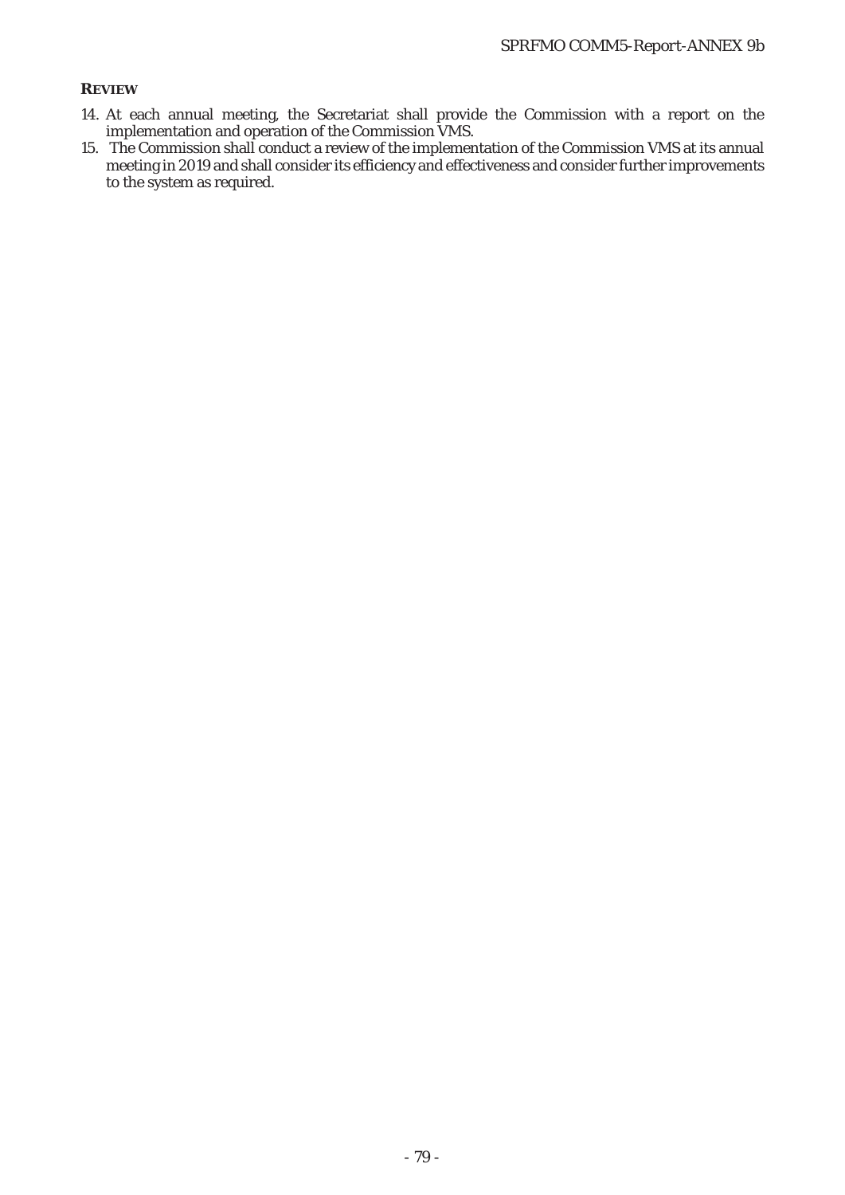**REVIEW**

14. At each annual meeting, the Secretariat shall provide the Commission with a report on the implementation and operation of the Commission VMS.
15. The Commission shall conduct a review of the implementation of the Commission VMS at its annual meeting in 2019 and shall consider its efficiency and effectiveness and consider further improvements to the system as required.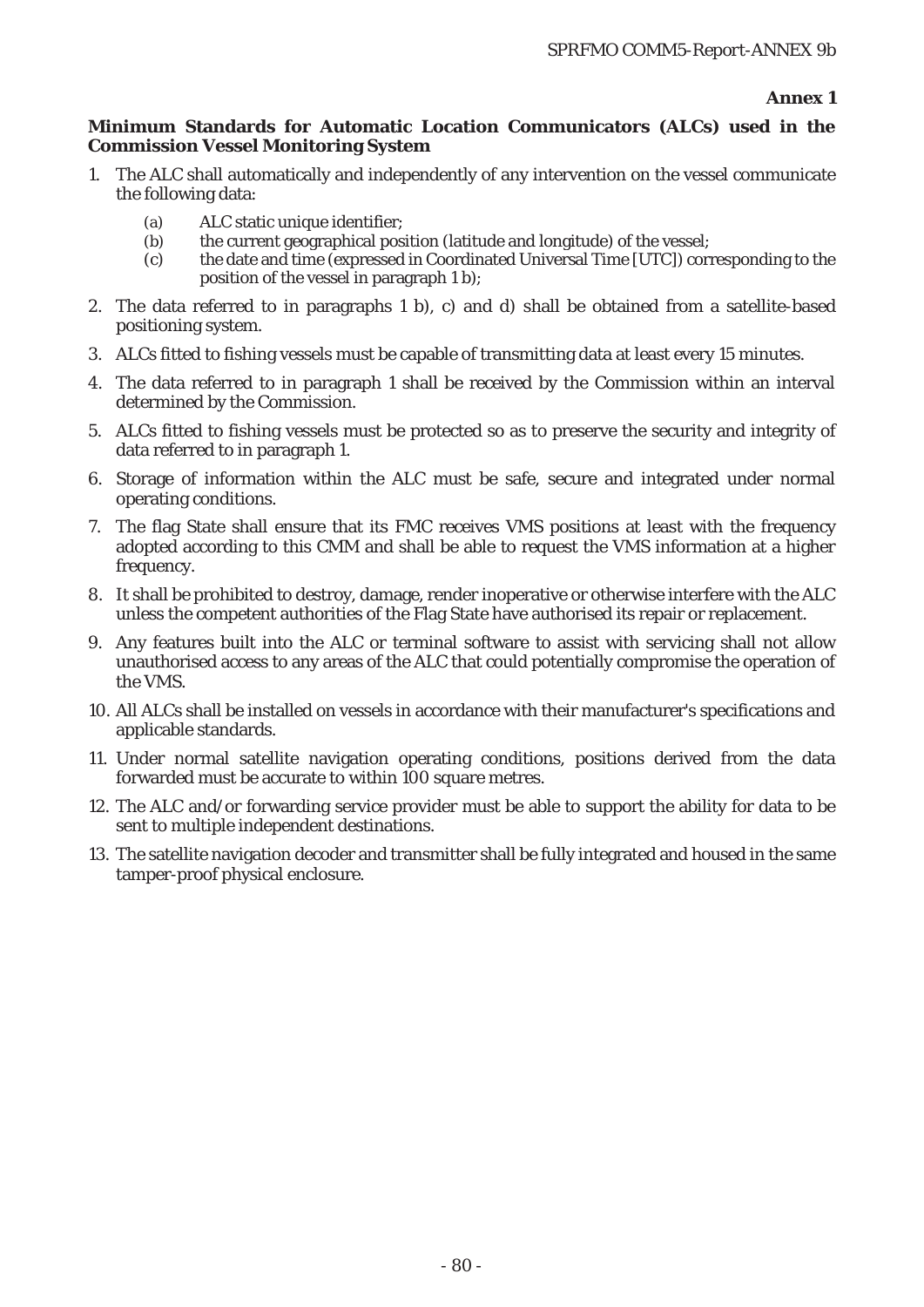**Annex 1**

**Minimum Standards for Automatic Location Communicators (ALCs) used in the Commission Vessel Monitoring System**

1. The ALC shall automatically and independently of any intervention on the vessel communicate the following data:
   - (a) ALC static unique identifier;
   - (b) the current geographical position (latitude and longitude) of the vessel;
   - (c) the date and time (expressed in Coordinated Universal Time [UTC]) corresponding to the position of the vessel in paragraph 1 b);
2. The data referred to in paragraphs 1 b), c) and d) shall be obtained from a satellite-based positioning system.
3. ALCs fitted to fishing vessels must be capable of transmitting data at least every 15 minutes.
4. The data referred to in paragraph 1 shall be received by the Commission within an interval determined by the Commission.
5. ALCs fitted to fishing vessels must be protected so as to preserve the security and integrity of data referred to in paragraph 1.
6. Storage of information within the ALC must be safe, secure and integrated under normal operating conditions.
7. The flag State shall ensure that its FMC receives VMS positions at least with the frequency adopted according to this CMM and shall be able to request the VMS information at a higher frequency.
8. It shall be prohibited to destroy, damage, render inoperative or otherwise interfere with the ALC unless the competent authorities of the Flag State have authorised its repair or replacement.
9. Any features built into the ALC or terminal software to assist with servicing shall not allow unauthorised access to any areas of the ALC that could potentially compromise the operation of the VMS.
10. All ALCs shall be installed on vessels in accordance with their manufacturer's specifications and applicable standards.
11. Under normal satellite navigation operating conditions, positions derived from the data forwarded must be accurate to within 100 square metres.
12. The ALC and/or forwarding service provider must be able to support the ability for data to be sent to multiple independent destinations.
13. The satellite navigation decoder and transmitter shall be fully integrated and housed in the same tamper-proof physical enclosure.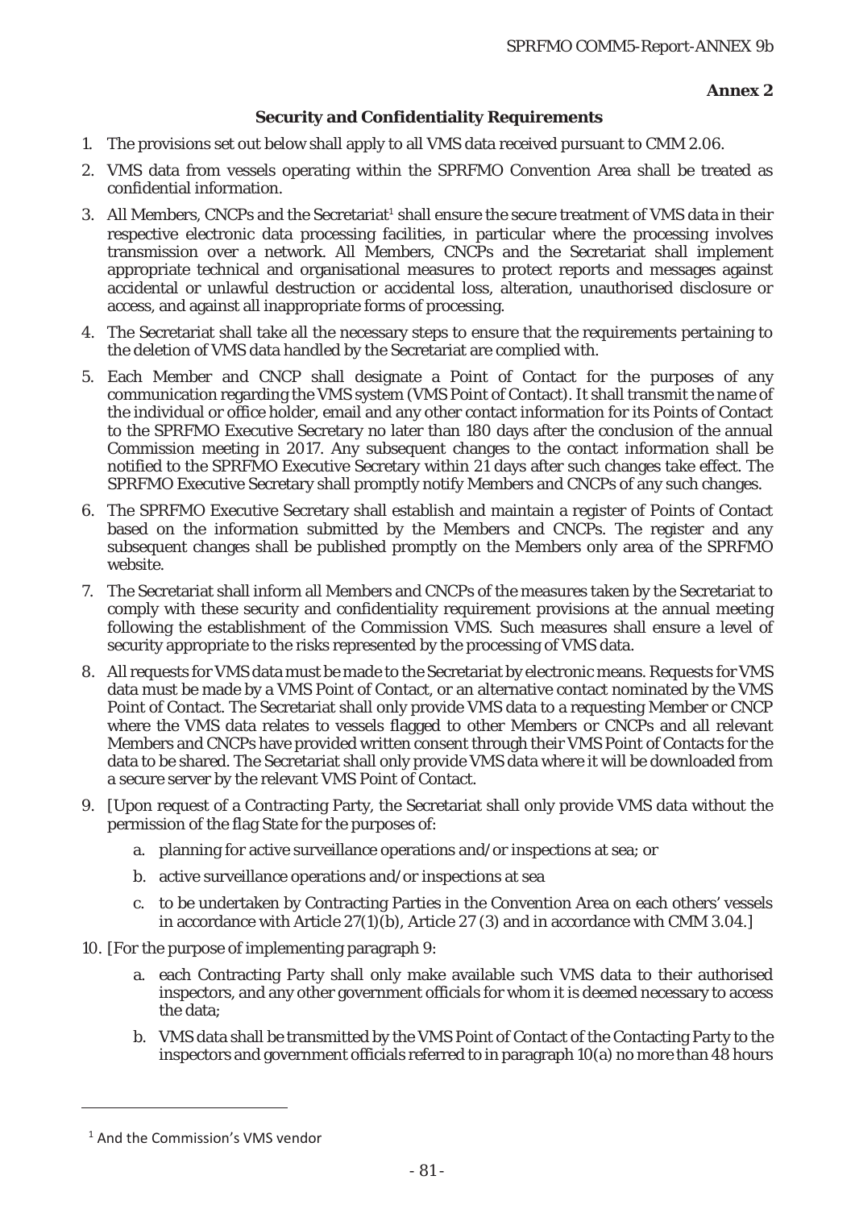**Annex 2**

## Security and Confidentiality Requirements

1. The provisions set out below shall apply to all VMS data received pursuant to CMM 2.06.
2. VMS data from vessels operating within the SPRFMO Convention Area shall be treated as confidential information.
3. All Members, CNCPs and the Secretariat[1] shall ensure the secure treatment of VMS data in their respective electronic data processing facilities, in particular where the processing involves transmission over a network. All Members, CNCPs and the Secretariat shall implement appropriate technical and organisational measures to protect reports and messages against accidental or unlawful destruction or accidental loss, alteration, unauthorised disclosure or access, and against all inappropriate forms of processing.
4. The Secretariat shall take all the necessary steps to ensure that the requirements pertaining to the deletion of VMS data handled by the Secretariat are complied with.
5. Each Member and CNCP shall designate a Point of Contact for the purposes of any communication regarding the VMS system (VMS Point of Contact). It shall transmit the name of the individual or office holder, email and any other contact information for its Points of Contact to the SPRFMO Executive Secretary no later than 180 days after the conclusion of the annual Commission meeting in 2017. Any subsequent changes to the contact information shall be notified to the SPRFMO Executive Secretary within 21 days after such changes take effect. The SPRFMO Executive Secretary shall promptly notify Members and CNCPs of any such changes.
6. The SPRFMO Executive Secretary shall establish and maintain a register of Points of Contact based on the information submitted by the Members and CNCPs. The register and any subsequent changes shall be published promptly on the Members only area of the SPRFMO website.
7. The Secretariat shall inform all Members and CNCPs of the measures taken by the Secretariat to comply with these security and confidentiality requirement provisions at the annual meeting following the establishment of the Commission VMS. Such measures shall ensure a level of security appropriate to the risks represented by the processing of VMS data.
8. All requests for VMS data must be made to the Secretariat by electronic means. Requests for VMS data must be made by a VMS Point of Contact, or an alternative contact nominated by the VMS Point of Contact. The Secretariat shall only provide VMS data to a requesting Member or CNCP where the VMS data relates to vessels flagged to other Members or CNCPs and all relevant Members and CNCPs have provided written consent through their VMS Point of Contacts for the data to be shared. The Secretariat shall only provide VMS data where it will be downloaded from a secure server by the relevant VMS Point of Contact.
9. [Upon request of a Contracting Party, the Secretariat shall only provide VMS data without the permission of the flag State for the purposes of:
   a. planning for active surveillance operations and/or inspections at sea; or
   b. active surveillance operations and/or inspections at sea
   c. to be undertaken by Contracting Parties in the Convention Area on each others' vessels in accordance with Article 27(1)(b), Article 27 (3) and in accordance with CMM 3.04.]
10. [For the purpose of implementing paragraph 9:
    a. each Contracting Party shall only make available such VMS data to their authorised inspectors, and any other government officials for whom it is deemed necessary to access the data;
    b. VMS data shall be transmitted by the VMS Point of Contact of the Contacting Party to the inspectors and government officials referred to in paragraph 10(a) no more than 48 hours

[1] And the Commission's VMS vendor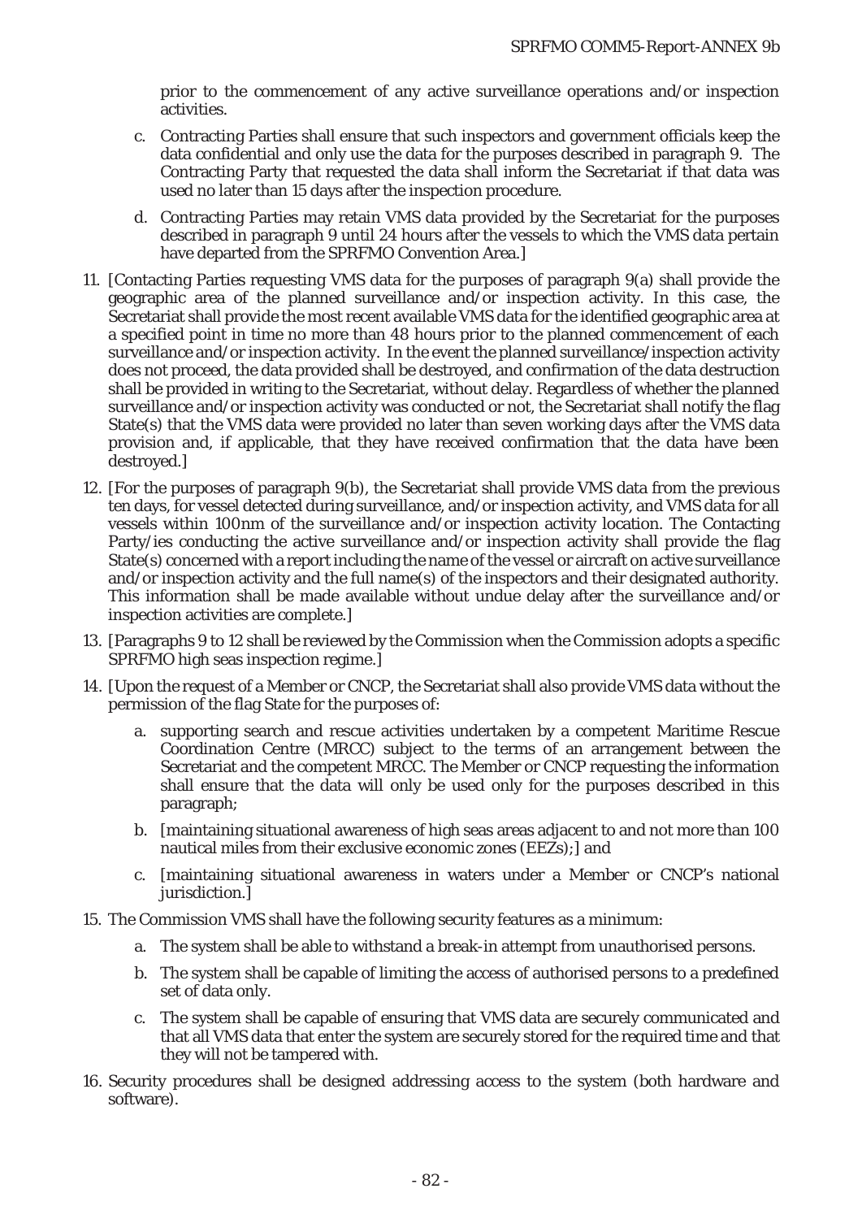prior to the commencement of any active surveillance operations and/or inspection activities.

   c. Contracting Parties shall ensure that such inspectors and government officials keep the data confidential and only use the data for the purposes described in paragraph 9. The Contracting Party that requested the data shall inform the Secretariat if that data was used no later than 15 days after the inspection procedure.

   d. Contracting Parties may retain VMS data provided by the Secretariat for the purposes described in paragraph 9 until 24 hours after the vessels to which the VMS data pertain have departed from the SPRFMO Convention Area.]

11. [Contacting Parties requesting VMS data for the purposes of paragraph 9(a) shall provide the geographic area of the planned surveillance and/or inspection activity. In this case, the Secretariat shall provide the most recent available VMS data for the identified geographic area at a specified point in time no more than 48 hours prior to the planned commencement of each surveillance and/or inspection activity. In the event the planned surveillance/inspection activity does not proceed, the data provided shall be destroyed, and confirmation of the data destruction shall be provided in writing to the Secretariat, without delay. Regardless of whether the planned surveillance and/or inspection activity was conducted or not, the Secretariat shall notify the flag State(s) that the VMS data were provided no later than seven working days after the VMS data provision and, if applicable, that they have received confirmation that the data have been destroyed.]

12. [For the purposes of paragraph 9(b), the Secretariat shall provide VMS data from the previous ten days, for vessel detected during surveillance, and/or inspection activity, and VMS data for all vessels within 100nm of the surveillance and/or inspection activity location. The Contacting Party/ies conducting the active surveillance and/or inspection activity shall provide the flag State(s) concerned with a report including the name of the vessel or aircraft on active surveillance and/or inspection activity and the full name(s) of the inspectors and their designated authority. This information shall be made available without undue delay after the surveillance and/or inspection activities are complete.]

13. [Paragraphs 9 to 12 shall be reviewed by the Commission when the Commission adopts a specific SPRFMO high seas inspection regime.]

14. [Upon the request of a Member or CNCP, the Secretariat shall also provide VMS data without the permission of the flag State for the purposes of:

   a. supporting search and rescue activities undertaken by a competent Maritime Rescue Coordination Centre (MRCC) subject to the terms of an arrangement between the Secretariat and the competent MRCC. The Member or CNCP requesting the information shall ensure that the data will only be used only for the purposes described in this paragraph;

   b. [maintaining situational awareness of high seas areas adjacent to and not more than 100 nautical miles from their exclusive economic zones (EEZs);] and

   c. [maintaining situational awareness in waters under a Member or CNCP's national jurisdiction.]

15. The Commission VMS shall have the following security features as a minimum:

   a. The system shall be able to withstand a break-in attempt from unauthorised persons.

   b. The system shall be capable of limiting the access of authorised persons to a predefined set of data only.

   c. The system shall be capable of ensuring that VMS data are securely communicated and that all VMS data that enter the system are securely stored for the required time and that they will not be tampered with.

16. Security procedures shall be designed addressing access to the system (both hardware and software).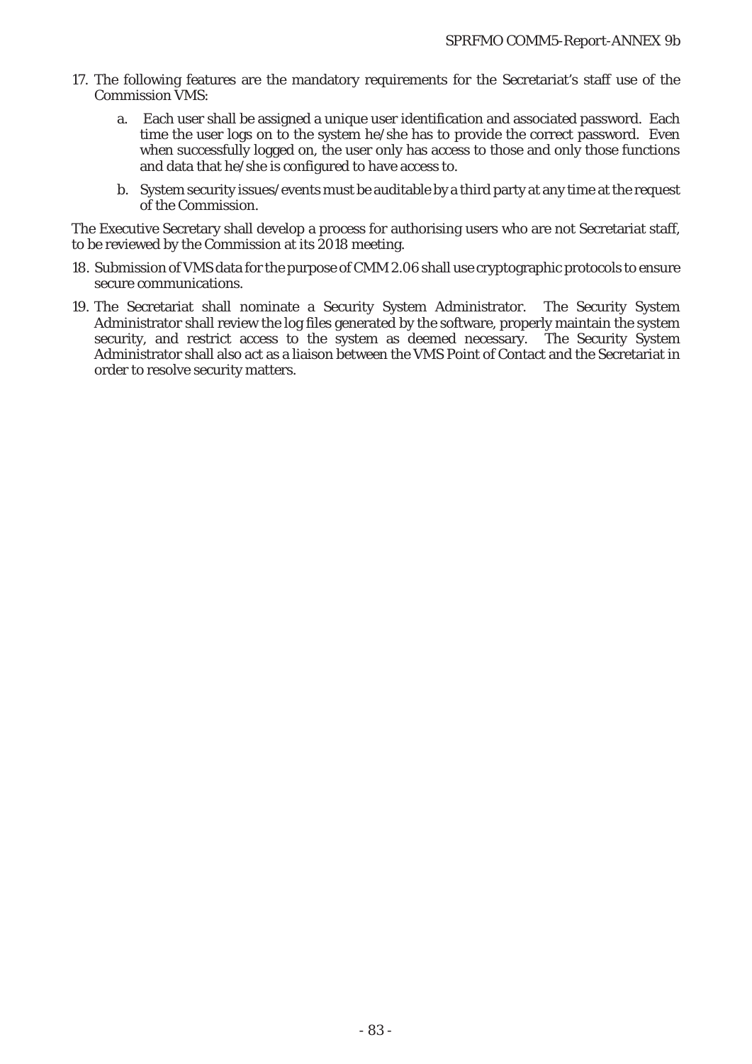17. The following features are the mandatory requirements for the Secretariat's staff use of the Commission VMS:

    a. Each user shall be assigned a unique user identification and associated password. Each time the user logs on to the system he/she has to provide the correct password. Even when successfully logged on, the user only has access to those and only those functions and data that he/she is configured to have access to.

    b. System security issues/events must be auditable by a third party at any time at the request of the Commission.

The Executive Secretary shall develop a process for authorising users who are not Secretariat staff, to be reviewed by the Commission at its 2018 meeting.

18. Submission of VMS data for the purpose of CMM 2.06 shall use cryptographic protocols to ensure secure communications.

19. The Secretariat shall nominate a Security System Administrator. The Security System Administrator shall review the log files generated by the software, properly maintain the system security, and restrict access to the system as deemed necessary. The Security System Administrator shall also act as a liaison between the VMS Point of Contact and the Secretariat in order to resolve security matters.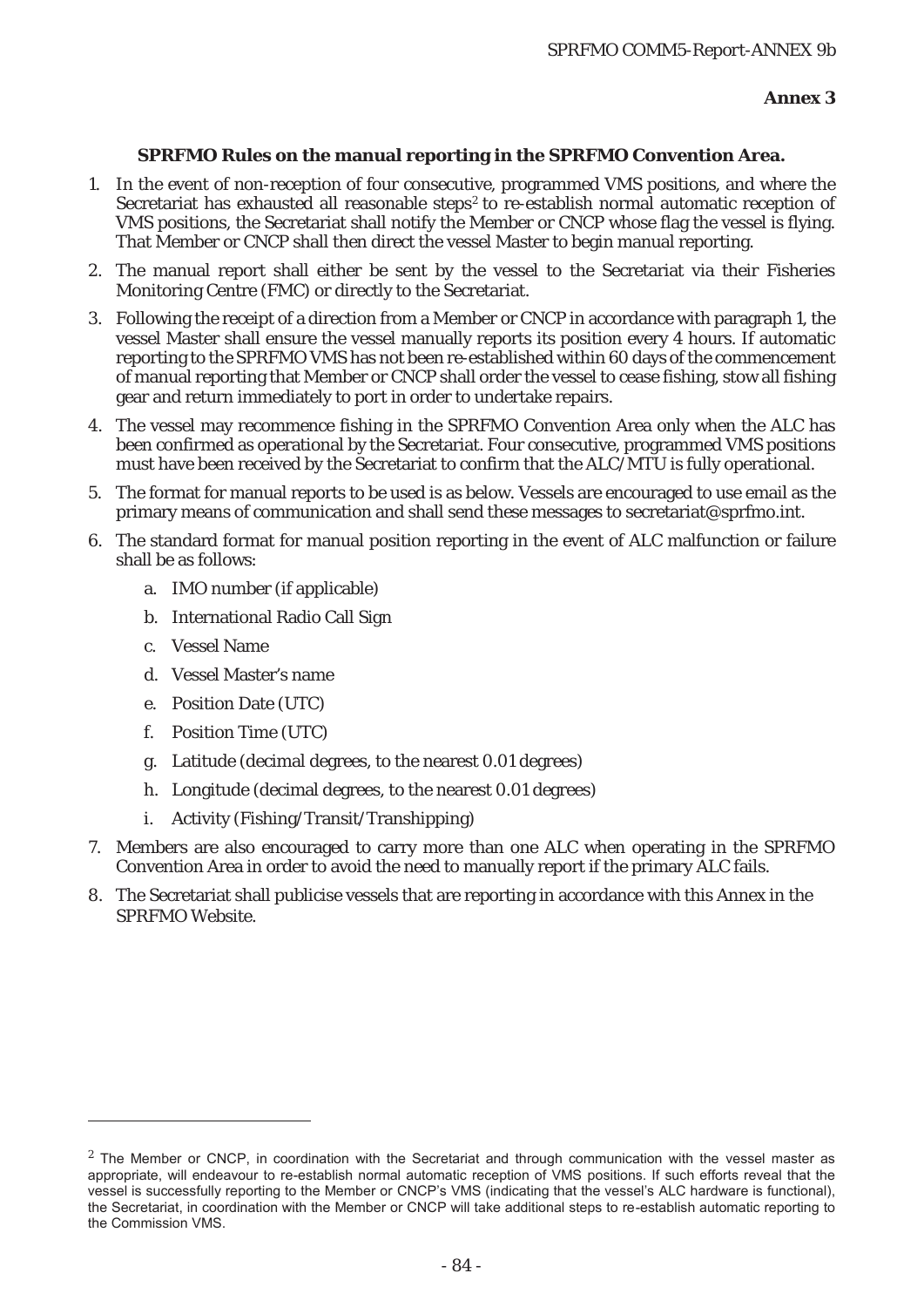**Annex 3**

**SPRFMO Rules on the manual reporting in the SPRFMO Convention Area.**

1. In the event of non-reception of four consecutive, programmed VMS positions, and where the Secretariat has exhausted all reasonable steps[2] to re-establish normal automatic reception of VMS positions, the Secretariat shall notify the Member or CNCP whose flag the vessel is flying. That Member or CNCP shall then direct the vessel Master to begin manual reporting.
2. The manual report shall either be sent by the vessel to the Secretariat via their Fisheries Monitoring Centre (FMC) or directly to the Secretariat.
3. Following the receipt of a direction from a Member or CNCP in accordance with paragraph 1, the vessel Master shall ensure the vessel manually reports its position every 4 hours. If automatic reporting to the SPRFMO VMS has not been re-established within 60 days of the commencement of manual reporting that Member or CNCP shall order the vessel to cease fishing, stow all fishing gear and return immediately to port in order to undertake repairs.
4. The vessel may recommence fishing in the SPRFMO Convention Area only when the ALC has been confirmed as operational by the Secretariat. Four consecutive, programmed VMS positions must have been received by the Secretariat to confirm that the ALC/MTU is fully operational.
5. The format for manual reports to be used is as below. Vessels are encouraged to use email as the primary means of communication and shall send these messages to secretariat@sprfmo.int.
6. The standard format for manual position reporting in the event of ALC malfunction or failure shall be as follows:
   a. IMO number (if applicable)
   b. International Radio Call Sign
   c. Vessel Name
   d. Vessel Master's name
   e. Position Date (UTC)
   f. Position Time (UTC)
   g. Latitude (decimal degrees, to the nearest 0.01 degrees)
   h. Longitude (decimal degrees, to the nearest 0.01 degrees)
   i. Activity (Fishing/Transit/Transhipping)
7. Members are also encouraged to carry more than one ALC when operating in the SPRFMO Convention Area in order to avoid the need to manually report if the primary ALC fails.
8. The Secretariat shall publicise vessels that are reporting in accordance with this Annex in the SPRFMO Website.

---

[2] The Member or CNCP, in coordination with the Secretariat and through communication with the vessel master as appropriate, will endeavour to re-establish normal automatic reception of VMS positions. If such efforts reveal that the vessel is successfully reporting to the Member or CNCP's VMS (indicating that the vessel's ALC hardware is functional), the Secretariat, in coordination with the Member or CNCP will take additional steps to re-establish automatic reporting to the Commission VMS.